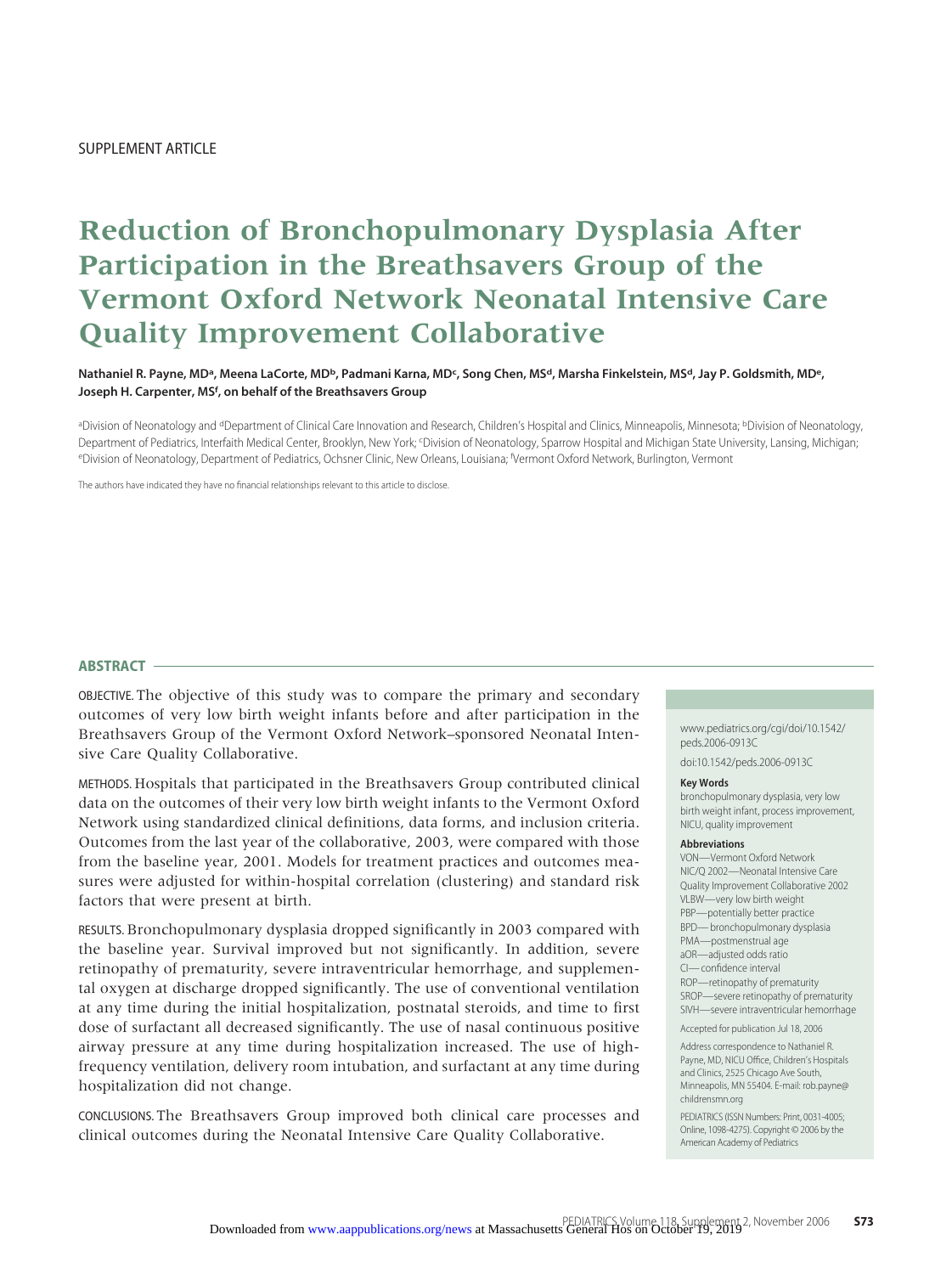SUPPLEMENT ARTICLE

# Reduction of Bronchopulmonary Dysplasia After Participation in the Breathsavers Group of the Vermont Oxford Network Neonatal Intensive Care Quality Improvement Collaborative

**Nathaniel R. Payne, MD[a], Meena LaCorte, MD[b], Padmani Karna, MD[c], Song Chen, MS[d], Marsha Finkelstein, MS[d], Jay P. Goldsmith, MD[e], Joseph H. Carpenter, MS[f], on behalf of the Breathsavers Group**

[a]Division of Neonatology and [d]Department of Clinical Care Innovation and Research, Children's Hospital and Clinics, Minneapolis, Minnesota; [b]Division of Neonatology, Department of Pediatrics, Interfaith Medical Center, Brooklyn, New York; [c]Division of Neonatology, Sparrow Hospital and Michigan State University, Lansing, Michigan; [e]Division of Neonatology, Department of Pediatrics, Ochsner Clinic, New Orleans, Louisiana; [f]Vermont Oxford Network, Burlington, Vermont

The authors have indicated they have no financial relationships relevant to this article to disclose.

## ABSTRACT

OBJECTIVE. The objective of this study was to compare the primary and secondary outcomes of very low birth weight infants before and after participation in the Breathsavers Group of the Vermont Oxford Network–sponsored Neonatal Intensive Care Quality Collaborative.

METHODS. Hospitals that participated in the Breathsavers Group contributed clinical data on the outcomes of their very low birth weight infants to the Vermont Oxford Network using standardized clinical definitions, data forms, and inclusion criteria. Outcomes from the last year of the collaborative, 2003, were compared with those from the baseline year, 2001. Models for treatment practices and outcomes measures were adjusted for within-hospital correlation (clustering) and standard risk factors that were present at birth.

RESULTS. Bronchopulmonary dysplasia dropped significantly in 2003 compared with the baseline year. Survival improved but not significantly. In addition, severe retinopathy of prematurity, severe intraventricular hemorrhage, and supplemental oxygen at discharge dropped significantly. The use of conventional ventilation at any time during the initial hospitalization, postnatal steroids, and time to first dose of surfactant all decreased significantly. The use of nasal continuous positive airway pressure at any time during hospitalization increased. The use of high-frequency ventilation, delivery room intubation, and surfactant at any time during hospitalization did not change.

CONCLUSIONS. The Breathsavers Group improved both clinical care processes and clinical outcomes during the Neonatal Intensive Care Quality Collaborative.

www.pediatrics.org/cgi/doi/10.1542/peds.2006-0913C

doi:10.1542/peds.2006-0913C

**Key Words**

bronchopulmonary dysplasia, very low birth weight infant, process improvement, NICU, quality improvement

**Abbreviations**

VON—Vermont Oxford Network
NIC/Q 2002—Neonatal Intensive Care Quality Improvement Collaborative 2002
VLBW—very low birth weight
PBP—potentially better practice
BPD—bronchopulmonary dysplasia
PMA—postmenstrual age
aOR—adjusted odds ratio
CI—confidence interval
ROP—retinopathy of prematurity
SROP—severe retinopathy of prematurity
SIVH—severe intraventricular hemorrhage

Accepted for publication Jul 18, 2006

Address correspondence to Nathaniel R. Payne, MD, NICU Office, Children's Hospitals and Clinics, 2525 Chicago Ave South, Minneapolis, MN 55404. E-mail: rob.payne@childrensmn.org

PEDIATRICS (ISSN Numbers: Print, 0031-4005; Online, 1098-4275). Copyright © 2006 by the American Academy of Pediatrics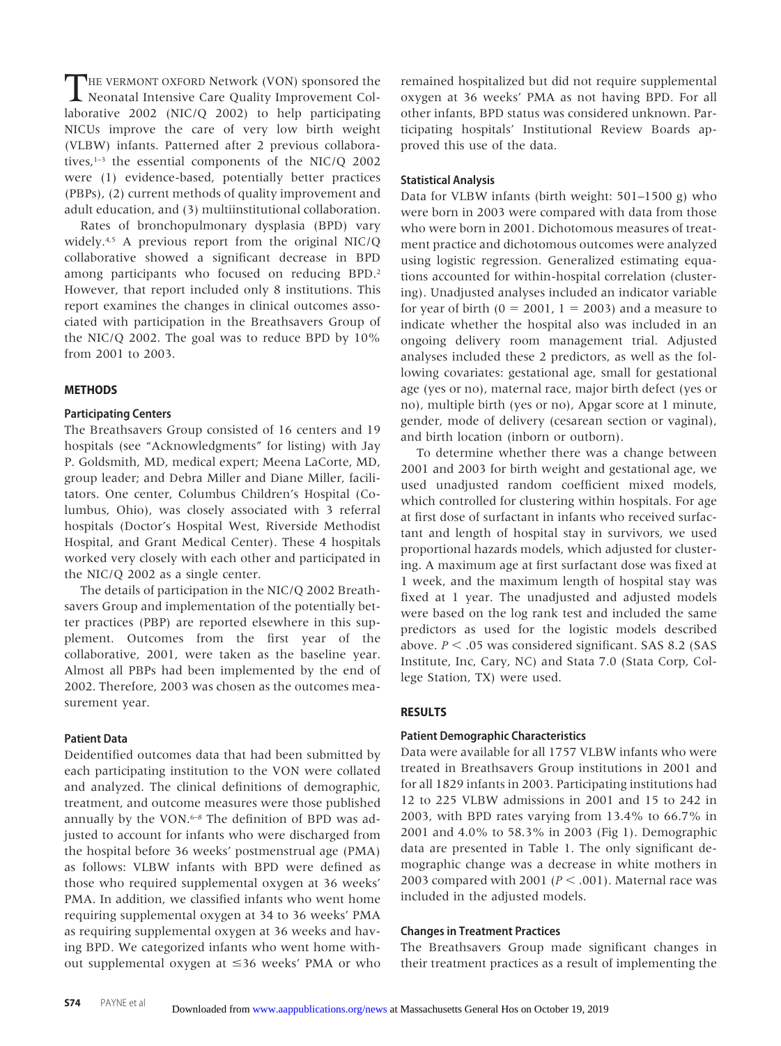THE VERMONT OXFORD Network (VON) sponsored the Neonatal Intensive Care Quality Improvement Collaborative 2002 (NIC/Q 2002) to help participating NICUs improve the care of very low birth weight (VLBW) infants. Patterned after 2 previous collaboratives,[1–3] the essential components of the NIC/Q 2002 were (1) evidence-based, potentially better practices (PBPs), (2) current methods of quality improvement and adult education, and (3) multiinstitutional collaboration.

Rates of bronchopulmonary dysplasia (BPD) vary widely.[4,5] A previous report from the original NIC/Q collaborative showed a significant decrease in BPD among participants who focused on reducing BPD.[2] However, that report included only 8 institutions. This report examines the changes in clinical outcomes associated with participation in the Breathsavers Group of the NIC/Q 2002. The goal was to reduce BPD by 10% from 2001 to 2003.

## METHODS

### Participating Centers

The Breathsavers Group consisted of 16 centers and 19 hospitals (see "Acknowledgments" for listing) with Jay P. Goldsmith, MD, medical expert; Meena LaCorte, MD, group leader; and Debra Miller and Diane Miller, facilitators. One center, Columbus Children's Hospital (Columbus, Ohio), was closely associated with 3 referral hospitals (Doctor's Hospital West, Riverside Methodist Hospital, and Grant Medical Center). These 4 hospitals worked very closely with each other and participated in the NIC/Q 2002 as a single center.

The details of participation in the NIC/Q 2002 Breathsavers Group and implementation of the potentially better practices (PBP) are reported elsewhere in this supplement. Outcomes from the first year of the collaborative, 2001, were taken as the baseline year. Almost all PBPs had been implemented by the end of 2002. Therefore, 2003 was chosen as the outcomes measurement year.

### Patient Data

Deidentified outcomes data that had been submitted by each participating institution to the VON were collated and analyzed. The clinical definitions of demographic, treatment, and outcome measures were those published annually by the VON.[6–8] The definition of BPD was adjusted to account for infants who were discharged from the hospital before 36 weeks' postmenstrual age (PMA) as follows: VLBW infants with BPD were defined as those who required supplemental oxygen at 36 weeks' PMA. In addition, we classified infants who went home requiring supplemental oxygen at 34 to 36 weeks' PMA as requiring supplemental oxygen at 36 weeks and having BPD. We categorized infants who went home without supplemental oxygen at ≤36 weeks' PMA or who remained hospitalized but did not require supplemental oxygen at 36 weeks' PMA as not having BPD. For all other infants, BPD status was considered unknown. Participating hospitals' Institutional Review Boards approved this use of the data.

### Statistical Analysis

Data for VLBW infants (birth weight: 501–1500 g) who were born in 2003 were compared with data from those who were born in 2001. Dichotomous measures of treatment practice and dichotomous outcomes were analyzed using logistic regression. Generalized estimating equations accounted for within-hospital correlation (clustering). Unadjusted analyses included an indicator variable for year of birth (0 = 2001, 1 = 2003) and a measure to indicate whether the hospital also was included in an ongoing delivery room management trial. Adjusted analyses included these 2 predictors, as well as the following covariates: gestational age, small for gestational age (yes or no), maternal race, major birth defect (yes or no), multiple birth (yes or no), Apgar score at 1 minute, gender, mode of delivery (cesarean section or vaginal), and birth location (inborn or outborn).

To determine whether there was a change between 2001 and 2003 for birth weight and gestational age, we used unadjusted random coefficient mixed models, which controlled for clustering within hospitals. For age at first dose of surfactant in infants who received surfactant and length of hospital stay in survivors, we used proportional hazards models, which adjusted for clustering. A maximum age at first surfactant dose was fixed at 1 week, and the maximum length of hospital stay was fixed at 1 year. The unadjusted and adjusted models were based on the log rank test and included the same predictors as used for the logistic models described above. $P < .05$ was considered significant. SAS 8.2 (SAS Institute, Inc, Cary, NC) and Stata 7.0 (Stata Corp, College Station, TX) were used.

## RESULTS

### Patient Demographic Characteristics

Data were available for all 1757 VLBW infants who were treated in Breathsavers Group institutions in 2001 and for all 1829 infants in 2003. Participating institutions had 12 to 225 VLBW admissions in 2001 and 15 to 242 in 2003, with BPD rates varying from 13.4% to 66.7% in 2001 and 4.0% to 58.3% in 2003 (Fig 1). Demographic data are presented in Table 1. The only significant demographic change was a decrease in white mothers in 2003 compared with 2001 ($P < .001$). Maternal race was included in the adjusted models.

### Changes in Treatment Practices

The Breathsavers Group made significant changes in their treatment practices as a result of implementing the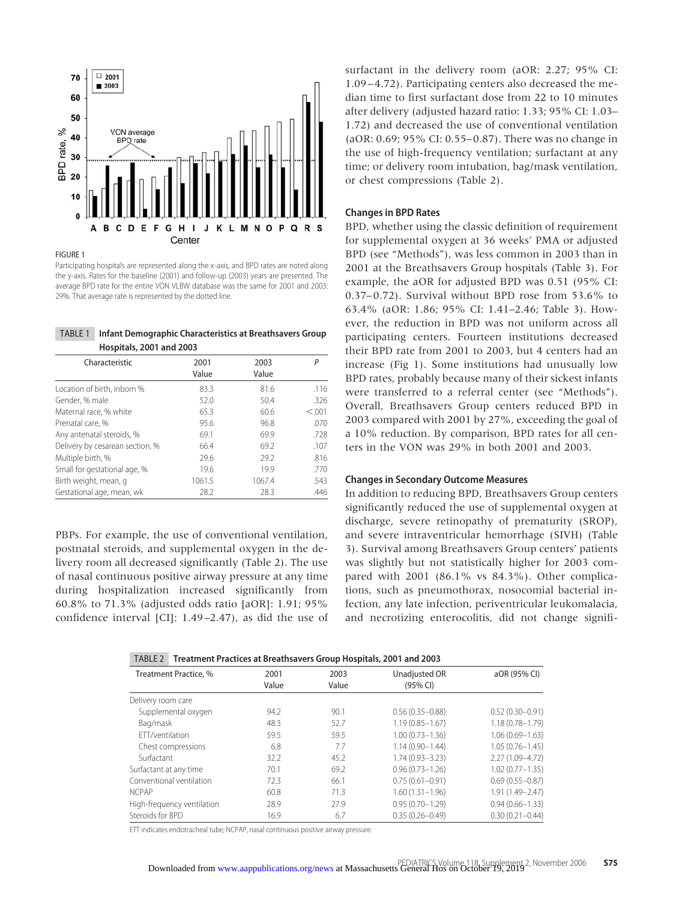FIGURE 1

Participating hospitals are represented along the x-axis, and BPD rates are noted along the y-axis. Rates for the baseline (2001) and follow-up (2003) years are presented. The average BPD rate for the entire VON VLBW database was the same for 2001 and 2003: 29%. That average rate is represented by the dotted line.

**TABLE 1 Infant Demographic Characteristics at Breathsavers Group Hospitals, 2001 and 2003**

| Characteristic | 2001 Value | 2003 Value | P |
|---|---|---|---|
| Location of birth, inborn % | 83.3 | 81.6 | .116 |
| Gender, % male | 52.0 | 50.4 | .326 |
| Maternal race, % white | 65.3 | 60.6 | <.001 |
| Prenatal care, % | 95.6 | 96.8 | .070 |
| Any antenatal steroids, % | 69.1 | 69.9 | .728 |
| Delivery by cesarean section, % | 66.4 | 69.2 | .107 |
| Multiple birth, % | 29.6 | 29.2 | .816 |
| Small for gestational age, % | 19.6 | 19.9 | .770 |
| Birth weight, mean, g | 1061.5 | 1067.4 | .543 |
| Gestational age, mean, wk | 28.2 | 28.3 | .446 |

PBPs. For example, the use of conventional ventilation, postnatal steroids, and supplemental oxygen in the delivery room all decreased significantly (Table 2). The use of nasal continuous positive airway pressure at any time during hospitalization increased significantly from 60.8% to 71.3% (adjusted odds ratio [aOR]: 1.91; 95% confidence interval [CI]: 1.49–2.47), as did the use of surfactant in the delivery room (aOR: 2.27; 95% CI: 1.09–4.72). Participating centers also decreased the median time to first surfactant dose from 22 to 10 minutes after delivery (adjusted hazard ratio: 1.33; 95% CI: 1.03–1.72) and decreased the use of conventional ventilation (aOR: 0.69; 95% CI: 0.55–0.87). There was no change in the use of high-frequency ventilation; surfactant at any time; or delivery room intubation, bag/mask ventilation, or chest compressions (Table 2).

## Changes in BPD Rates

BPD, whether using the classic definition of requirement for supplemental oxygen at 36 weeks' PMA or adjusted BPD (see "Methods"), was less common in 2003 than in 2001 at the Breathsavers Group hospitals (Table 3). For example, the aOR for adjusted BPD was 0.51 (95% CI: 0.37–0.72). Survival without BPD rose from 53.6% to 63.4% (aOR: 1.86; 95% CI: 1.41–2.46; Table 3). However, the reduction in BPD was not uniform across all participating centers. Fourteen institutions decreased their BPD rate from 2001 to 2003, but 4 centers had an increase (Fig 1). Some institutions had unusually low BPD rates, probably because many of their sickest infants were transferred to a referral center (see "Methods"). Overall, Breathsavers Group centers reduced BPD in 2003 compared with 2001 by 27%, exceeding the goal of a 10% reduction. By comparison, BPD rates for all centers in the VON was 29% in both 2001 and 2003.

## Changes in Secondary Outcome Measures

In addition to reducing BPD, Breathsavers Group centers significantly reduced the use of supplemental oxygen at discharge, severe retinopathy of prematurity (SROP), and severe intraventricular hemorrhage (SIVH) (Table 3). Survival among Breathsavers Group centers' patients was slightly but not statistically higher for 2003 compared with 2001 (86.1% vs 84.3%). Other complications, such as pneumothorax, nosocomial bacterial infection, any late infection, periventricular leukomalacia, and necrotizing enterocolitis, did not change signifi-

**TABLE 2 Treatment Practices at Breathsavers Group Hospitals, 2001 and 2003**

| Treatment Practice, % | 2001 Value | 2003 Value | Unadjusted OR (95% CI) | aOR (95% CI) |
|---|---|---|---|---|
| Delivery room care | | | | |
| Supplemental oxygen | 94.2 | 90.1 | 0.56 (0.35–0.88) | 0.52 (0.30–0.91) |
| Bag/mask | 48.3 | 52.7 | 1.19 (0.85–1.67) | 1.18 (0.78–1.79) |
| ETT/ventilation | 59.5 | 59.5 | 1.00 (0.73–1.36) | 1.06 (0.69–1.63) |
| Chest compressions | 6.8 | 7.7 | 1.14 (0.90–1.44) | 1.05 (0.76–1.45) |
| Surfactant | 32.2 | 45.2 | 1.74 (0.93–3.23) | 2.27 (1.09–4.72) |
| Surfactant at any time | 70.1 | 69.2 | 0.96 (0.73–1.26) | 1.02 (0.77–1.35) |
| Conventional ventilation | 72.3 | 66.1 | 0.75 (0.61–0.91) | 0.69 (0.55–0.87) |
| NCPAP | 60.8 | 71.3 | 1.60 (1.31–1.96) | 1.91 (1.49–2.47) |
| High-frequency ventilation | 28.9 | 27.9 | 0.95 (0.70–1.29) | 0.94 (0.66–1.33) |
| Steroids for BPD | 16.9 | 6.7 | 0.35 (0.26–0.49) | 0.30 (0.21–0.44) |

ETT indicates endotracheal tube; NCPAP, nasal continuous positive airway pressure.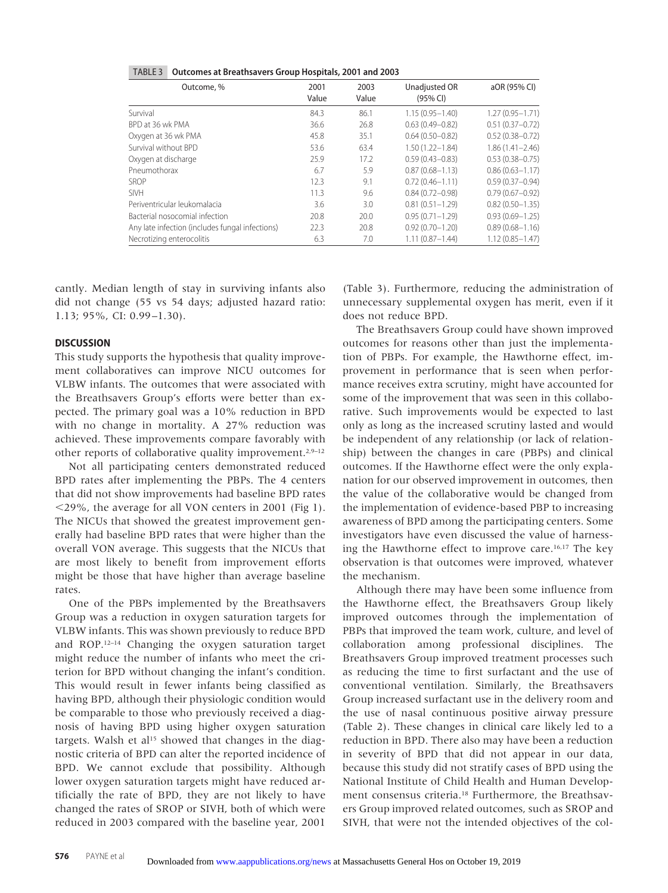TABLE 3 Outcomes at Breathsavers Group Hospitals, 2001 and 2003

| Outcome, % | 2001 Value | 2003 Value | Unadjusted OR (95% CI) | aOR (95% CI) |
|---|---|---|---|---|
| Survival | 84.3 | 86.1 | 1.15 (0.95–1.40) | 1.27 (0.95–1.71) |
| BPD at 36 wk PMA | 36.6 | 26.8 | 0.63 (0.49–0.82) | 0.51 (0.37–0.72) |
| Oxygen at 36 wk PMA | 45.8 | 35.1 | 0.64 (0.50–0.82) | 0.52 (0.38–0.72) |
| Survival without BPD | 53.6 | 63.4 | 1.50 (1.22–1.84) | 1.86 (1.41–2.46) |
| Oxygen at discharge | 25.9 | 17.2 | 0.59 (0.43–0.83) | 0.53 (0.38–0.75) |
| Pneumothorax | 6.7 | 5.9 | 0.87 (0.68–1.13) | 0.86 (0.63–1.17) |
| SROP | 12.3 | 9.1 | 0.72 (0.46–1.11) | 0.59 (0.37–0.94) |
| SIVH | 11.3 | 9.6 | 0.84 (0.72–0.98) | 0.79 (0.67–0.92) |
| Periventricular leukomalacia | 3.6 | 3.0 | 0.81 (0.51–1.29) | 0.82 (0.50–1.35) |
| Bacterial nosocomial infection | 20.8 | 20.0 | 0.95 (0.71–1.29) | 0.93 (0.69–1.25) |
| Any late infection (includes fungal infections) | 22.3 | 20.8 | 0.92 (0.70–1.20) | 0.89 (0.68–1.16) |
| Necrotizing enterocolitis | 6.3 | 7.0 | 1.11 (0.87–1.44) | 1.12 (0.85–1.47) |

cantly. Median length of stay in surviving infants also did not change (55 vs 54 days; adjusted hazard ratio: 1.13; 95%, CI: 0.99–1.30).

## DISCUSSION

This study supports the hypothesis that quality improvement collaboratives can improve NICU outcomes for VLBW infants. The outcomes that were associated with the Breathsavers Group's efforts were better than expected. The primary goal was a 10% reduction in BPD with no change in mortality. A 27% reduction was achieved. These improvements compare favorably with other reports of collaborative quality improvement.[2,9–12]

Not all participating centers demonstrated reduced BPD rates after implementing the PBPs. The 4 centers that did not show improvements had baseline BPD rates <29%, the average for all VON centers in 2001 (Fig 1). The NICUs that showed the greatest improvement generally had baseline BPD rates that were higher than the overall VON average. This suggests that the NICUs that are most likely to benefit from improvement efforts might be those that have higher than average baseline rates.

One of the PBPs implemented by the Breathsavers Group was a reduction in oxygen saturation targets for VLBW infants. This was shown previously to reduce BPD and ROP.[12–14] Changing the oxygen saturation target might reduce the number of infants who meet the criterion for BPD without changing the infant's condition. This would result in fewer infants being classified as having BPD, although their physiologic condition would be comparable to those who previously received a diagnosis of having BPD using higher oxygen saturation targets. Walsh et al[15] showed that changes in the diagnostic criteria of BPD can alter the reported incidence of BPD. We cannot exclude that possibility. Although lower oxygen saturation targets might have reduced artificially the rate of BPD, they are not likely to have changed the rates of SROP or SIVH, both of which were reduced in 2003 compared with the baseline year, 2001 (Table 3). Furthermore, reducing the administration of unnecessary supplemental oxygen has merit, even if it does not reduce BPD.

The Breathsavers Group could have shown improved outcomes for reasons other than just the implementation of PBPs. For example, the Hawthorne effect, improvement in performance that is seen when performance receives extra scrutiny, might have accounted for some of the improvement that was seen in this collaborative. Such improvements would be expected to last only as long as the increased scrutiny lasted and would be independent of any relationship (or lack of relationship) between the changes in care (PBPs) and clinical outcomes. If the Hawthorne effect were the only explanation for our observed improvement in outcomes, then the value of the collaborative would be changed from the implementation of evidence-based PBP to increasing awareness of BPD among the participating centers. Some investigators have even discussed the value of harnessing the Hawthorne effect to improve care.[16,17] The key observation is that outcomes were improved, whatever the mechanism.

Although there may have been some influence from the Hawthorne effect, the Breathsavers Group likely improved outcomes through the implementation of PBPs that improved the team work, culture, and level of collaboration among professional disciplines. The Breathsavers Group improved treatment processes such as reducing the time to first surfactant and the use of conventional ventilation. Similarly, the Breathsavers Group increased surfactant use in the delivery room and the use of nasal continuous positive airway pressure (Table 2). These changes in clinical care likely led to a reduction in BPD. There also may have been a reduction in severity of BPD that did not appear in our data, because this study did not stratify cases of BPD using the National Institute of Child Health and Human Development consensus criteria.[18] Furthermore, the Breathsavers Group improved related outcomes, such as SROP and SIVH, that were not the intended objectives of the col-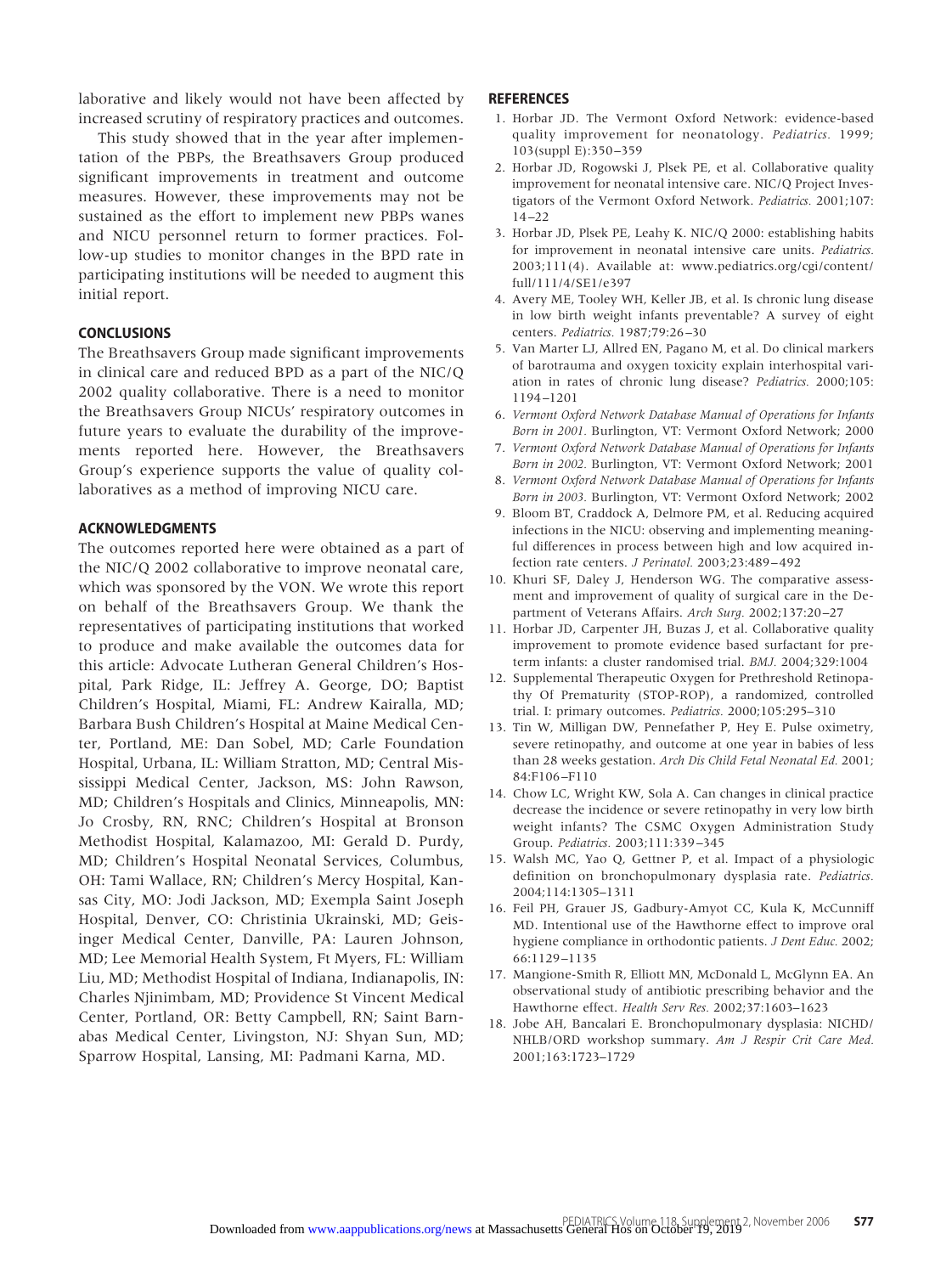laborative and likely would not have been affected by increased scrutiny of respiratory practices and outcomes.

This study showed that in the year after implementation of the PBPs, the Breathsavers Group produced significant improvements in treatment and outcome measures. However, these improvements may not be sustained as the effort to implement new PBPs wanes and NICU personnel return to former practices. Follow-up studies to monitor changes in the BPD rate in participating institutions will be needed to augment this initial report.

## CONCLUSIONS

The Breathsavers Group made significant improvements in clinical care and reduced BPD as a part of the NIC/Q 2002 quality collaborative. There is a need to monitor the Breathsavers Group NICUs' respiratory outcomes in future years to evaluate the durability of the improvements reported here. However, the Breathsavers Group's experience supports the value of quality collaboratives as a method of improving NICU care.

## ACKNOWLEDGMENTS

The outcomes reported here were obtained as a part of the NIC/Q 2002 collaborative to improve neonatal care, which was sponsored by the VON. We wrote this report on behalf of the Breathsavers Group. We thank the representatives of participating institutions that worked to produce and make available the outcomes data for this article: Advocate Lutheran General Children's Hospital, Park Ridge, IL: Jeffrey A. George, DO; Baptist Children's Hospital, Miami, FL: Andrew Kairalla, MD; Barbara Bush Children's Hospital at Maine Medical Center, Portland, ME: Dan Sobel, MD; Carle Foundation Hospital, Urbana, IL: William Stratton, MD; Central Mississippi Medical Center, Jackson, MS: John Rawson, MD; Children's Hospitals and Clinics, Minneapolis, MN: Jo Crosby, RN, RNC; Children's Hospital at Bronson Methodist Hospital, Kalamazoo, MI: Gerald D. Purdy, MD; Children's Hospital Neonatal Services, Columbus, OH: Tami Wallace, RN; Children's Mercy Hospital, Kansas City, MO: Jodi Jackson, MD; Exempla Saint Joseph Hospital, Denver, CO: Christinia Ukrainski, MD; Geisinger Medical Center, Danville, PA: Lauren Johnson, MD; Lee Memorial Health System, Ft Myers, FL: William Liu, MD; Methodist Hospital of Indiana, Indianapolis, IN: Charles Njinimbam, MD; Providence St Vincent Medical Center, Portland, OR: Betty Campbell, RN; Saint Barnabas Medical Center, Livingston, NJ: Shyan Sun, MD; Sparrow Hospital, Lansing, MI: Padmani Karna, MD.

## REFERENCES

1. Horbar JD. The Vermont Oxford Network: evidence-based quality improvement for neonatology. *Pediatrics.* 1999; 103(suppl E):350–359
2. Horbar JD, Rogowski J, Plsek PE, et al. Collaborative quality improvement for neonatal intensive care. NIC/Q Project Investigators of the Vermont Oxford Network. *Pediatrics.* 2001;107: 14–22
3. Horbar JD, Plsek PE, Leahy K. NIC/Q 2000: establishing habits for improvement in neonatal intensive care units. *Pediatrics.* 2003;111(4). Available at: www.pediatrics.org/cgi/content/full/111/4/SE1/e397
4. Avery ME, Tooley WH, Keller JB, et al. Is chronic lung disease in low birth weight infants preventable? A survey of eight centers. *Pediatrics.* 1987;79:26–30
5. Van Marter LJ, Allred EN, Pagano M, et al. Do clinical markers of barotrauma and oxygen toxicity explain interhospital variation in rates of chronic lung disease? *Pediatrics.* 2000;105: 1194–1201
6. *Vermont Oxford Network Database Manual of Operations for Infants Born in 2001.* Burlington, VT: Vermont Oxford Network; 2000
7. *Vermont Oxford Network Database Manual of Operations for Infants Born in 2002.* Burlington, VT: Vermont Oxford Network; 2001
8. *Vermont Oxford Network Database Manual of Operations for Infants Born in 2003.* Burlington, VT: Vermont Oxford Network; 2002
9. Bloom BT, Craddock A, Delmore PM, et al. Reducing acquired infections in the NICU: observing and implementing meaningful differences in process between high and low acquired infection rate centers. *J Perinatol.* 2003;23:489–492
10. Khuri SF, Daley J, Henderson WG. The comparative assessment and improvement of quality of surgical care in the Department of Veterans Affairs. *Arch Surg.* 2002;137:20–27
11. Horbar JD, Carpenter JH, Buzas J, et al. Collaborative quality improvement to promote evidence based surfactant for preterm infants: a cluster randomised trial. *BMJ.* 2004;329:1004
12. Supplemental Therapeutic Oxygen for Prethreshold Retinopathy Of Prematurity (STOP-ROP), a randomized, controlled trial. I: primary outcomes. *Pediatrics.* 2000;105:295–310
13. Tin W, Milligan DW, Pennefather P, Hey E. Pulse oximetry, severe retinopathy, and outcome at one year in babies of less than 28 weeks gestation. *Arch Dis Child Fetal Neonatal Ed.* 2001; 84:F106–F110
14. Chow LC, Wright KW, Sola A. Can changes in clinical practice decrease the incidence or severe retinopathy in very low birth weight infants? The CSMC Oxygen Administration Study Group. *Pediatrics.* 2003;111:339–345
15. Walsh MC, Yao Q, Gettner P, et al. Impact of a physiologic definition on bronchopulmonary dysplasia rate. *Pediatrics.* 2004;114:1305–1311
16. Feil PH, Grauer JS, Gadbury-Amyot CC, Kula K, McCunniff MD. Intentional use of the Hawthorne effect to improve oral hygiene compliance in orthodontic patients. *J Dent Educ.* 2002; 66:1129–1135
17. Mangione-Smith R, Elliott MN, McDonald L, McGlynn EA. An observational study of antibiotic prescribing behavior and the Hawthorne effect. *Health Serv Res.* 2002;37:1603–1623
18. Jobe AH, Bancalari E. Bronchopulmonary dysplasia: NICHD/NHLBI/ORD workshop summary. *Am J Respir Crit Care Med.* 2001;163:1723–1729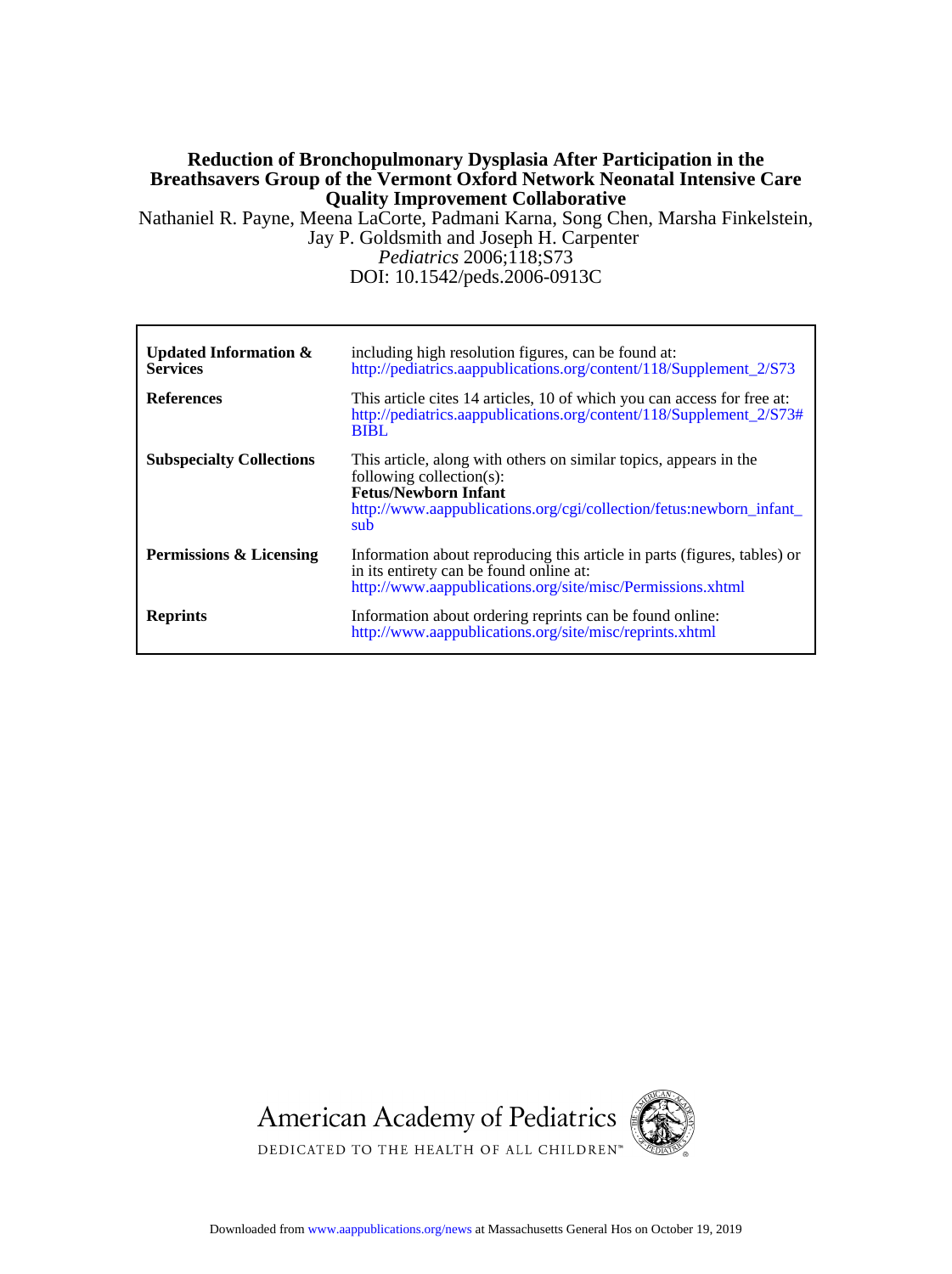# Reduction of Bronchopulmonary Dysplasia After Participation in the Breathsavers Group of the Vermont Oxford Network Neonatal Intensive Care Quality Improvement Collaborative

Nathaniel R. Payne, Meena LaCorte, Padmani Karna, Song Chen, Marsha Finkelstein, Jay P. Goldsmith and Joseph H. Carpenter

*Pediatrics* 2006;118;S73

DOI: 10.1542/peds.2006-0913C

| | |
|---|---|
| **Updated Information & Services** | including high resolution figures, can be found at: http://pediatrics.aappublications.org/content/118/Supplement_2/S73 |
| **References** | This article cites 14 articles, 10 of which you can access for free at: http://pediatrics.aappublications.org/content/118/Supplement_2/S73#BIBL |
| **Subspecialty Collections** | This article, along with others on similar topics, appears in the following collection(s): **Fetus/Newborn Infant** http://www.aappublications.org/cgi/collection/fetus:newborn_infant_sub |
| **Permissions & Licensing** | Information about reproducing this article in parts (figures, tables) or in its entirety can be found online at: http://www.aappublications.org/site/misc/Permissions.xhtml |
| **Reprints** | Information about ordering reprints can be found online: http://www.aappublications.org/site/misc/reprints.xhtml |

American Academy of Pediatrics

DEDICATED TO THE HEALTH OF ALL CHILDREN™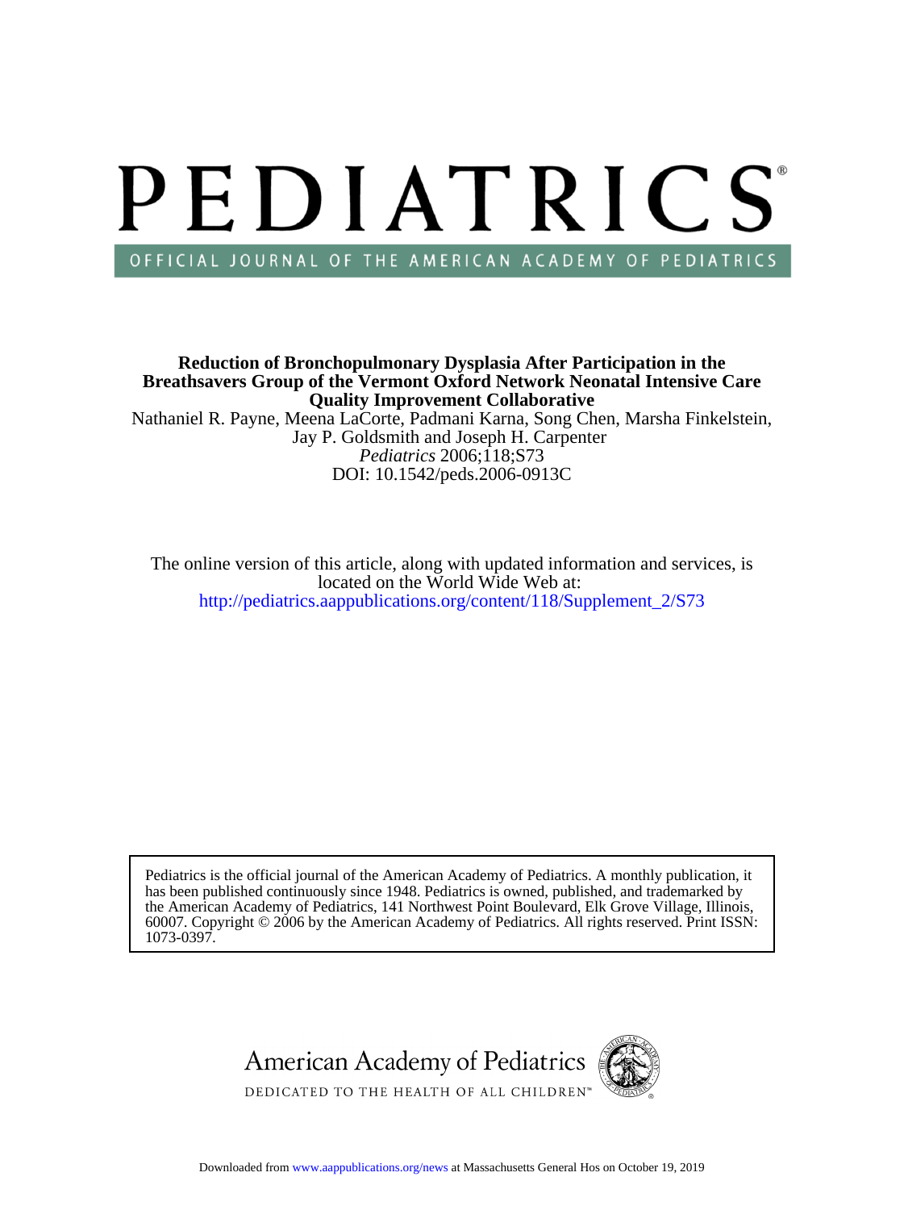# PEDIATRICS®

OFFICIAL JOURNAL OF THE AMERICAN ACADEMY OF PEDIATRICS

**Reduction of Bronchopulmonary Dysplasia After Participation in the Breathsavers Group of the Vermont Oxford Network Neonatal Intensive Care Quality Improvement Collaborative**

Nathaniel R. Payne, Meena LaCorte, Padmani Karna, Song Chen, Marsha Finkelstein, Jay P. Goldsmith and Joseph H. Carpenter

*Pediatrics* 2006;118;S73

DOI: 10.1542/peds.2006-0913C

The online version of this article, along with updated information and services, is located on the World Wide Web at:

http://pediatrics.aappublications.org/content/118/Supplement_2/S73

Pediatrics is the official journal of the American Academy of Pediatrics. A monthly publication, it has been published continuously since 1948. Pediatrics is owned, published, and trademarked by the American Academy of Pediatrics, 141 Northwest Point Boulevard, Elk Grove Village, Illinois, 60007. Copyright © 2006 by the American Academy of Pediatrics. All rights reserved. Print ISSN: 1073-0397.

American Academy of Pediatrics

DEDICATED TO THE HEALTH OF ALL CHILDREN™

Downloaded from www.aappublications.org/news at Massachusetts General Hos on October 19, 2019